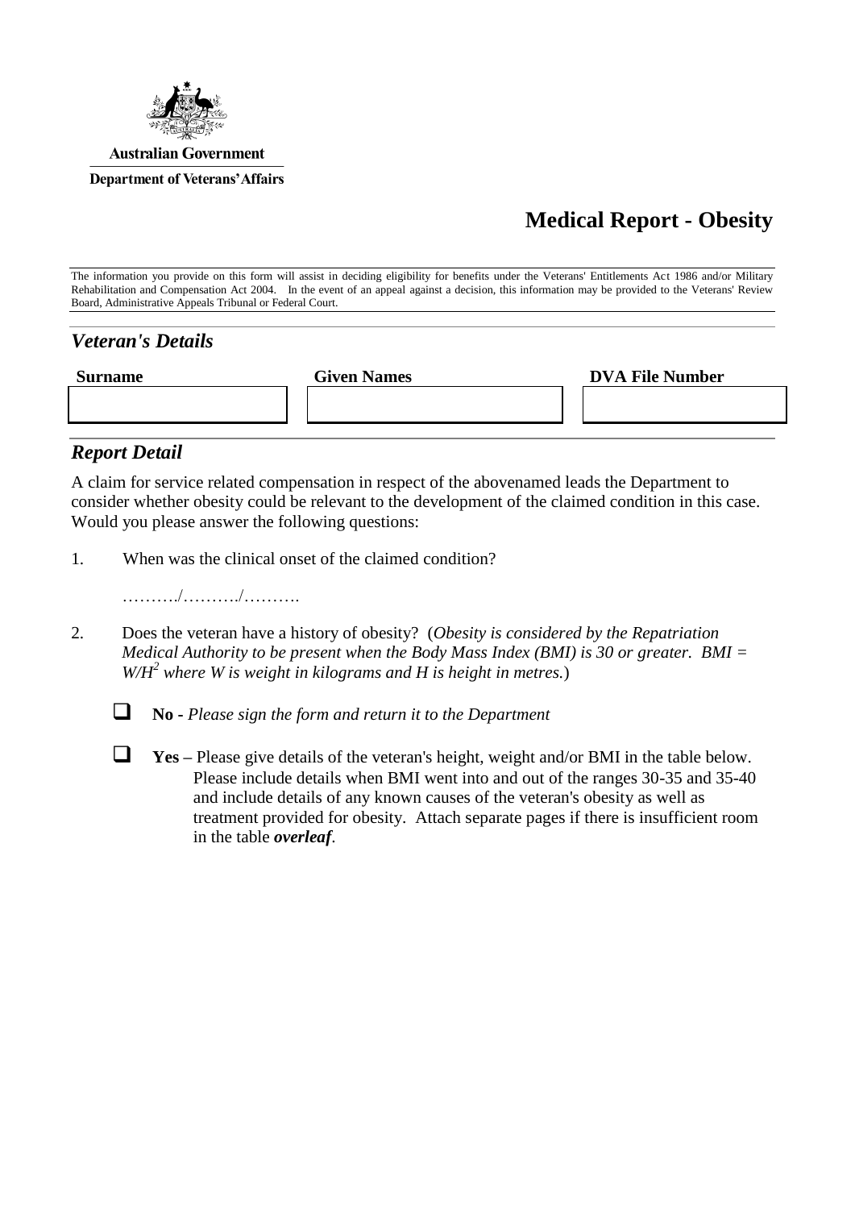Australian Government

Department of Veterans' Affairs

# Medical Report - Obesity

The information you provide on this form will assist in deciding eligibility for benefits under the Veterans' Entitlements Act 1986 and/or Military Rehabilitation and Compensation Act 2004. In the event of an appeal against a decision, this information may be provided to the Veterans' Review Board, Administrative Appeals Tribunal or Federal Court.

## *Veteran's Details*

| Surname | Given Names | DVA File Number |
|---|---|---|
| | | |

## *Report Detail*

A claim for service related compensation in respect of the abovenamed leads the Department to consider whether obesity could be relevant to the development of the claimed condition in this case. Would you please answer the following questions:

1. When was the clinical onset of the claimed condition?

   ………./………./……….

2. Does the veteran have a history of obesity? (*Obesity is considered by the Repatriation Medical Authority to be present when the Body Mass Index (BMI) is 30 or greater. BMI = $W/H^2$ where W is weight in kilograms and H is height in metres.*)

   - ☐ **No** - *Please sign the form and return it to the Department*

   - ☐ **Yes** – Please give details of the veteran's height, weight and/or BMI in the table below. Please include details when BMI went into and out of the ranges 30-35 and 35-40 and include details of any known causes of the veteran's obesity as well as treatment provided for obesity. Attach separate pages if there is insufficient room in the table ***overleaf***.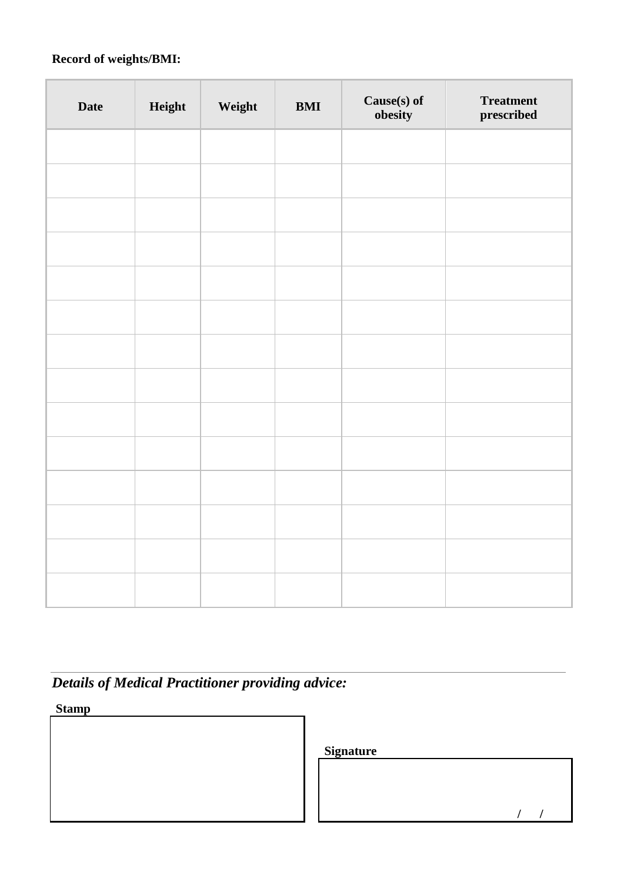**Record of weights/BMI:**

| Date | Height | Weight | BMI | Cause(s) of obesity | Treatment prescribed |
|---|---|---|---|---|---|
| | | | | | |
| | | | | | |
| | | | | | |
| | | | | | |
| | | | | | |
| | | | | | |
| | | | | | |
| | | | | | |
| | | | | | |
| | | | | | |
| | | | | | |
| | | | | | |
| | | | | | |
| | | | | | |

***Details of Medical Practitioner providing advice:***

**Stamp**

**Signature**

/ /